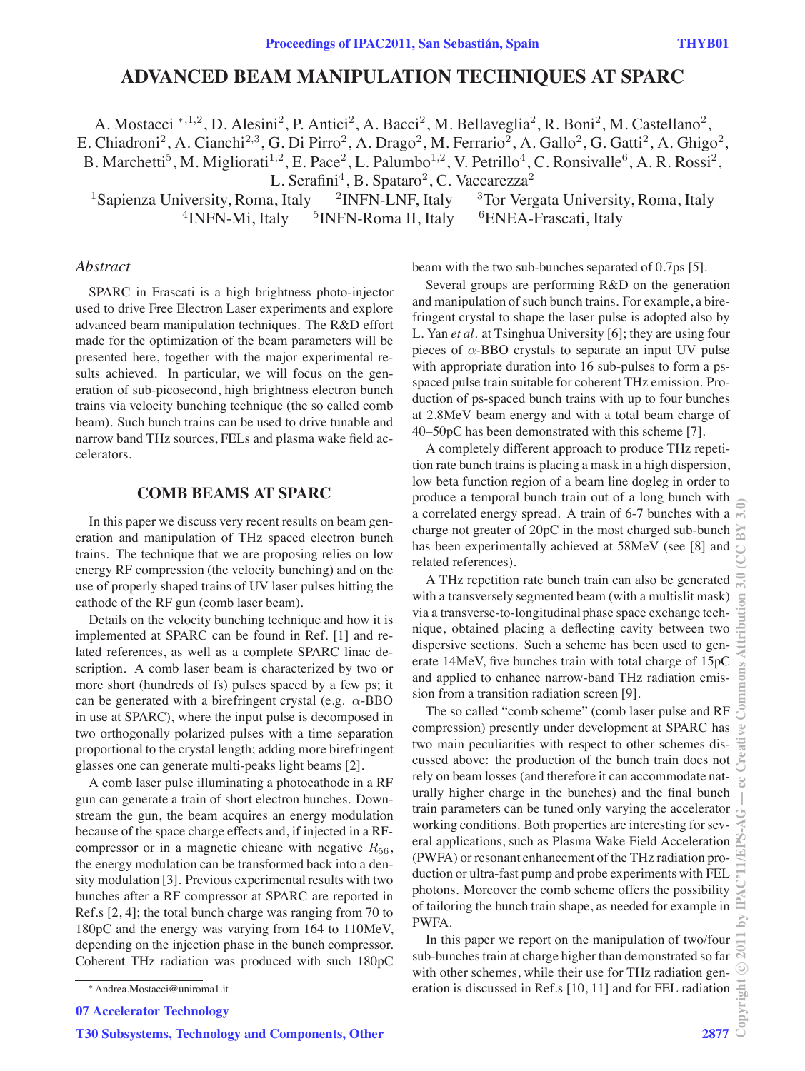# ADVANCED BEAM MANIPULATION TECHNIQUES AT SPARC

A. Mostacci [*,1,2], D. Alesini[2], P. Antici[2], A. Bacci[2], M. Bellaveglia[2], R. Boni[2], M. Castellano[2], E. Chiadroni[2], A. Cianchi[2,3], G. Di Pirro[2], A. Drago[2], M. Ferrario[2], A. Gallo[2], G. Gatti[2], A. Ghigo[2], B. Marchetti[5], M. Migliorati[1,2], E. Pace[2], L. Palumbo[1,2], V. Petrillo[4], C. Ronsivalle[6], A. R. Rossi[2], L. Serafini[4], B. Spataro[2], C. Vaccarezza[2]

[1]Sapienza University, Roma, Italy [2]INFN-LNF, Italy [3]Tor Vergata University, Roma, Italy
[4]INFN-Mi, Italy [5]INFN-Roma II, Italy [6]ENEA-Frascati, Italy

## *Abstract*

SPARC in Frascati is a high brightness photo-injector used to drive Free Electron Laser experiments and explore advanced beam manipulation techniques. The R&D effort made for the optimization of the beam parameters will be presented here, together with the major experimental results achieved. In particular, we will focus on the generation of sub-picosecond, high brightness electron bunch trains via velocity bunching technique (the so called comb beam). Such bunch trains can be used to drive tunable and narrow band THz sources, FELs and plasma wake field accelerators.

## COMB BEAMS AT SPARC

In this paper we discuss very recent results on beam generation and manipulation of THz spaced electron bunch trains. The technique that we are proposing relies on low energy RF compression (the velocity bunching) and on the use of properly shaped trains of UV laser pulses hitting the cathode of the RF gun (comb laser beam).

Details on the velocity bunching technique and how it is implemented at SPARC can be found in Ref. [1] and related references, as well as a complete SPARC linac description. A comb laser beam is characterized by two or more short (hundreds of fs) pulses spaced by a few ps; it can be generated with a birefringent crystal (e.g. $\alpha$-BBO in use at SPARC), where the input pulse is decomposed in two orthogonally polarized pulses with a time separation proportional to the crystal length; adding more birefringent glasses one can generate multi-peaks light beams [2].

A comb laser pulse illuminating a photocathode in a RF gun can generate a train of short electron bunches. Downstream the gun, the beam acquires an energy modulation because of the space charge effects and, if injected in a RF-compressor or in a magnetic chicane with negative $R_{56}$, the energy modulation can be transformed back into a density modulation [3]. Previous experimental results with two bunches after a RF compressor at SPARC are reported in Ref.s [2, 4]; the total bunch charge was ranging from 70 to 180pC and the energy was varying from 164 to 110MeV, depending on the injection phase in the bunch compressor. Coherent THz radiation was produced with such 180pC beam with the two sub-bunches separated of 0.7ps [5].

Several groups are performing R&D on the generation and manipulation of such bunch trains. For example, a birefringent crystal to shape the laser pulse is adopted also by L. Yan *et al.* at Tsinghua University [6]; they are using four pieces of $\alpha$-BBO crystals to separate an input UV pulse with appropriate duration into 16 sub-pulses to form a ps-spaced pulse train suitable for coherent THz emission. Production of ps-spaced bunch trains with up to four bunches at 2.8MeV beam energy and with a total beam charge of 40–50pC has been demonstrated with this scheme [7].

A completely different approach to produce THz repetition rate bunch trains is placing a mask in a high dispersion, low beta function region of a beam line dogleg in order to produce a temporal bunch train out of a long bunch with a correlated energy spread. A train of 6-7 bunches with a charge not greater of 20pC in the most charged sub-bunch has been experimentally achieved at 58MeV (see [8] and related references).

A THz repetition rate bunch train can also be generated with a transversely segmented beam (with a multislit mask) via a transverse-to-longitudinal phase space exchange technique, obtained placing a deflecting cavity between two dispersive sections. Such a scheme has been used to generate 14MeV, five bunches train with total charge of 15pC and applied to enhance narrow-band THz radiation emission from a transition radiation screen [9].

The so called "comb scheme" (comb laser pulse and RF compression) presently under development at SPARC has two main peculiarities with respect to other schemes discussed above: the production of the bunch train does not rely on beam losses (and therefore it can accommodate naturally higher charge in the bunches) and the final bunch train parameters can be tuned only varying the accelerator working conditions. Both properties are interesting for several applications, such as Plasma Wake Field Acceleration (PWFA) or resonant enhancement of the THz radiation production or ultra-fast pump and probe experiments with FEL photons. Moreover the comb scheme offers the possibility of tailoring the bunch train shape, as needed for example in PWFA.

In this paper we report on the manipulation of two/four sub-bunches train at charge higher than demonstrated so far with other schemes, while their use for THz radiation generation is discussed in Ref.s [10, 11] and for FEL radiation

[*] Andrea.Mostacci@uniroma1.it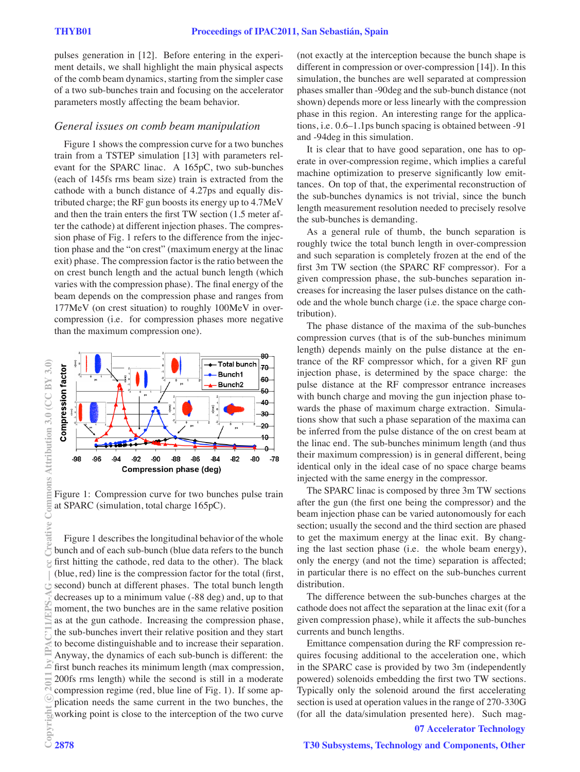pulses generation in [12]. Before entering in the experiment details, we shall highlight the main physical aspects of the comb beam dynamics, starting from the simpler case of a two sub-bunches train and focusing on the accelerator parameters mostly affecting the beam behavior.

### *General issues on comb beam manipulation*

Figure 1 shows the compression curve for a two bunches train from a TSTEP simulation [13] with parameters relevant for the SPARC linac. A 165pC, two sub-bunches (each of 145fs rms beam size) train is extracted from the cathode with a bunch distance of 4.27ps and equally distributed charge; the RF gun boosts its energy up to 4.7MeV and then the train enters the first TW section (1.5 meter after the cathode) at different injection phases. The compression phase of Fig. 1 refers to the difference from the injection phase and the "on crest" (maximum energy at the linac exit) phase. The compression factor is the ratio between the on crest bunch length and the actual bunch length (which varies with the compression phase). The final energy of the beam depends on the compression phase and ranges from 177MeV (on crest situation) to roughly 100MeV in over-compression (i.e. for compression phases more negative than the maximum compression one).

Figure 1: Compression curve for two bunches pulse train at SPARC (simulation, total charge 165pC).

Figure 1 describes the longitudinal behavior of the whole bunch and of each sub-bunch (blue data refers to the bunch first hitting the cathode, red data to the other). The black (blue, red) line is the compression factor for the total (first, second) bunch at different phases. The total bunch length decreases up to a minimum value (-88 deg) and, up to that moment, the two bunches are in the same relative position as at the gun cathode. Increasing the compression phase, the sub-bunches invert their relative position and they start to become distinguishable and to increase their separation. Anyway, the dynamics of each sub-bunch is different: the first bunch reaches its minimum length (max compression, 200fs rms length) while the second is still in a moderate compression regime (red, blue line of Fig. 1). If some application needs the same current in the two bunches, the working point is close to the interception of the two curve (not exactly at the interception because the bunch shape is different in compression or over-compression [14]). In this simulation, the bunches are well separated at compression phases smaller than -90deg and the sub-bunch distance (not shown) depends more or less linearly with the compression phase in this region. An interesting range for the applications, i.e. 0.6–1.1ps bunch spacing is obtained between -91 and -94deg in this simulation.

It is clear that to have good separation, one has to operate in over-compression regime, which implies a careful machine optimization to preserve significantly low emittances. On top of that, the experimental reconstruction of the sub-bunches dynamics is not trivial, since the bunch length measurement resolution needed to precisely resolve the sub-bunches is demanding.

As a general rule of thumb, the bunch separation is roughly twice the total bunch length in over-compression and such separation is completely frozen at the end of the first 3m TW section (the SPARC RF compressor). For a given compression phase, the sub-bunches separation increases for increasing the laser pulses distance on the cathode and the whole bunch charge (i.e. the space charge contribution).

The phase distance of the maxima of the sub-bunches compression curves (that is of the sub-bunches minimum length) depends mainly on the pulse distance at the entrance of the RF compressor which, for a given RF gun injection phase, is determined by the space charge: the pulse distance at the RF compressor entrance increases with bunch charge and moving the gun injection phase towards the phase of maximum charge extraction. Simulations show that such a phase separation of the maxima can be inferred from the pulse distance of the on crest beam at the linac end. The sub-bunches minimum length (and thus their maximum compression) is in general different, being identical only in the ideal case of no space charge beams injected with the same energy in the compressor.

The SPARC linac is composed by three 3m TW sections after the gun (the first one being the compressor) and the beam injection phase can be varied autonomously for each section; usually the second and the third section are phased to get the maximum energy at the linac exit. By changing the last section phase (i.e. the whole beam energy), only the energy (and not the time) separation is affected; in particular there is no effect on the sub-bunches current distribution.

The difference between the sub-bunches charges at the cathode does not affect the separation at the linac exit (for a given compression phase), while it affects the sub-bunches currents and bunch lengths.

Emittance compensation during the RF compression requires focusing additional to the acceleration one, which in the SPARC case is provided by two 3m (independently powered) solenoids embedding the first two TW sections. Typically only the solenoid around the first accelerating section is used at operation values in the range of 270-330G (for all the data/simulation presented here). Such mag-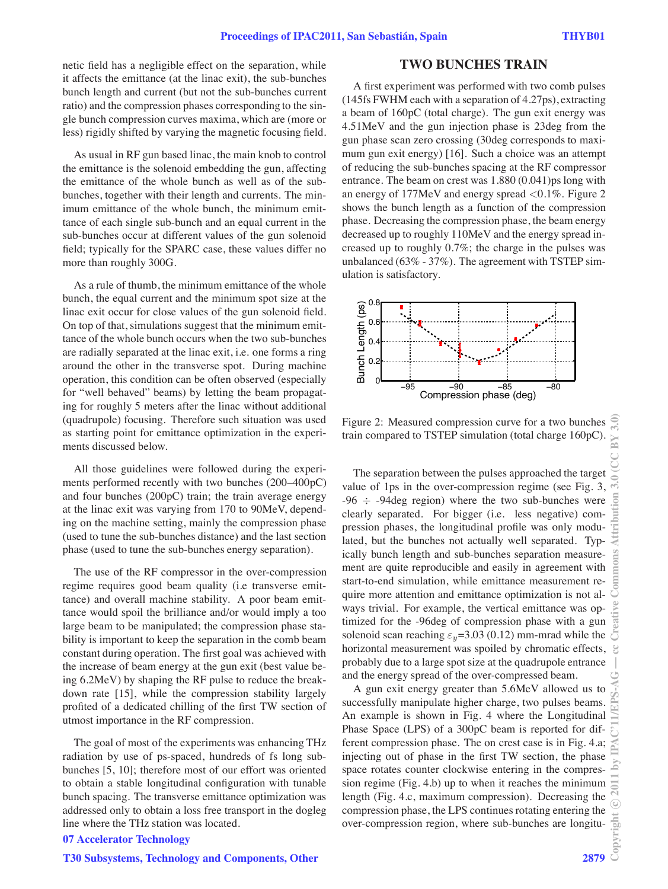netic field has a negligible effect on the separation, while it affects the emittance (at the linac exit), the sub-bunches bunch length and current (but not the sub-bunches current ratio) and the compression phases corresponding to the single bunch compression curves maxima, which are (more or less) rigidly shifted by varying the magnetic focusing field.

As usual in RF gun based linac, the main knob to control the emittance is the solenoid embedding the gun, affecting the emittance of the whole bunch as well as of the sub-bunches, together with their length and currents. The minimum emittance of the whole bunch, the minimum emittance of each single sub-bunch and an equal current in the sub-bunches occur at different values of the gun solenoid field; typically for the SPARC case, these values differ no more than roughly 300G.

As a rule of thumb, the minimum emittance of the whole bunch, the equal current and the minimum spot size at the linac exit occur for close values of the gun solenoid field. On top of that, simulations suggest that the minimum emittance of the whole bunch occurs when the two sub-bunches are radially separated at the linac exit, i.e. one forms a ring around the other in the transverse spot. During machine operation, this condition can be often observed (especially for "well behaved" beams) by letting the beam propagating for roughly 5 meters after the linac without additional (quadrupole) focusing. Therefore such situation was used as starting point for emittance optimization in the experiments discussed below.

All those guidelines were followed during the experiments performed recently with two bunches (200–400pC) and four bunches (200pC) train; the train average energy at the linac exit was varying from 170 to 90MeV, depending on the machine setting, mainly the compression phase (used to tune the sub-bunches distance) and the last section phase (used to tune the sub-bunches energy separation).

The use of the RF compressor in the over-compression regime requires good beam quality (i.e transverse emittance) and overall machine stability. A poor beam emittance would spoil the brilliance and/or would imply a too large beam to be manipulated; the compression phase stability is important to keep the separation in the comb beam constant during operation. The first goal was achieved with the increase of beam energy at the gun exit (best value being 6.2MeV) by shaping the RF pulse to reduce the breakdown rate [15], while the compression stability largely profited of a dedicated chilling of the first TW section of utmost importance in the RF compression.

The goal of most of the experiments was enhancing THz radiation by use of ps-spaced, hundreds of fs long sub-bunches [5, 10]; therefore most of our effort was oriented to obtain a stable longitudinal configuration with tunable bunch spacing. The transverse emittance optimization was addressed only to obtain a loss free transport in the dogleg line where the THz station was located.

## TWO BUNCHES TRAIN

A first experiment was performed with two comb pulses (145fs FWHM each with a separation of 4.27ps), extracting a beam of 160pC (total charge). The gun exit energy was 4.51MeV and the gun injection phase is 23deg from the gun phase scan zero crossing (30deg corresponds to maximum gun exit energy) [16]. Such a choice was an attempt of reducing the sub-bunches spacing at the RF compressor entrance. The beam on crest was 1.880 (0.041)ps long with an energy of 177MeV and energy spread <0.1%. Figure 2 shows the bunch length as a function of the compression phase. Decreasing the compression phase, the beam energy decreased up to roughly 110MeV and the energy spread increased up to roughly 0.7%; the charge in the pulses was unbalanced (63% - 37%). The agreement with TSTEP simulation is satisfactory.

Figure 2: Measured compression curve for a two bunches train compared to TSTEP simulation (total charge 160pC).

The separation between the pulses approached the target value of 1ps in the over-compression regime (see Fig. 3, -96 ÷ -94deg region) where the two sub-bunches were clearly separated. For bigger (i.e. less negative) compression phases, the longitudinal profile was only modulated, but the bunches not actually well separated. Typically bunch length and sub-bunches separation measurement are quite reproducible and easily in agreement with start-to-end simulation, while emittance measurement require more attention and emittance optimization is not always trivial. For example, the vertical emittance was optimized for the -96deg of compression phase with a gun solenoid scan reaching $\varepsilon_y$=3.03 (0.12) mm-mrad while the horizontal measurement was spoiled by chromatic effects, probably due to a large spot size at the quadrupole entrance and the energy spread of the over-compressed beam.

A gun exit energy greater than 5.6MeV allowed us to successfully manipulate higher charge, two pulses beams. An example is shown in Fig. 4 where the Longitudinal Phase Space (LPS) of a 300pC beam is reported for different compression phase. The on crest case is in Fig. 4.a; injecting out of phase in the first TW section, the phase space rotates counter clockwise entering in the compression regime (Fig. 4.b) up to when it reaches the minimum length (Fig. 4.c, maximum compression). Decreasing the compression phase, the LPS continues rotating entering the over-compression region, where sub-bunches are longitu-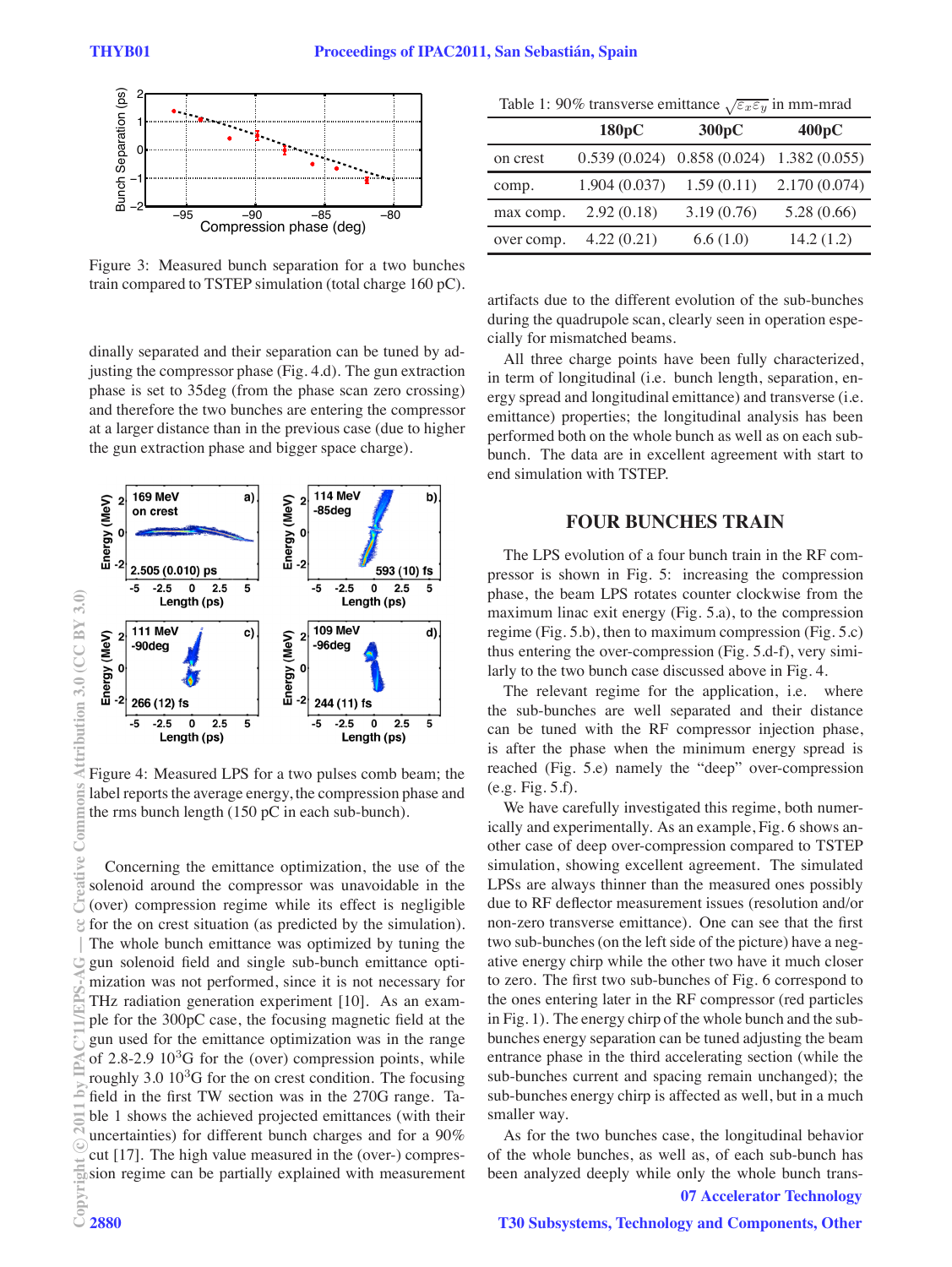Figure 3: Measured bunch separation for a two bunches train compared to TSTEP simulation (total charge 160 pC).

dinally separated and their separation can be tuned by adjusting the compressor phase (Fig. 4.d). The gun extraction phase is set to 35deg (from the phase scan zero crossing) and therefore the two bunches are entering the compressor at a larger distance than in the previous case (due to higher the gun extraction phase and bigger space charge).

Figure 4: Measured LPS for a two pulses comb beam; the label reports the average energy, the compression phase and the rms bunch length (150 pC in each sub-bunch).

Concerning the emittance optimization, the use of the solenoid around the compressor was unavoidable in the (over) compression regime while its effect is negligible for the on crest situation (as predicted by the simulation). The whole bunch emittance was optimized by tuning the gun solenoid field and single sub-bunch emittance optimization was not performed, since it is not necessary for THz radiation generation experiment [10]. As an example for the 300pC case, the focusing magnetic field at the gun used for the emittance optimization was in the range of 2.8-2.9 $10^3$G for the (over) compression points, while roughly 3.0 $10^3$G for the on crest condition. The focusing field in the first TW section was in the 270G range. Table 1 shows the achieved projected emittances (with their uncertainties) for different bunch charges and for a 90% cut [17]. The high value measured in the (over-) compression regime can be partially explained with measurement

Table 1: 90% transverse emittance $\sqrt{\varepsilon_x \varepsilon_y}$ in mm-mrad

| | 180pC | 300pC | 400pC |
|---|---|---|---|
| on crest | 0.539 (0.024) | 0.858 (0.024) | 1.382 (0.055) |
| comp. | 1.904 (0.037) | 1.59 (0.11) | 2.170 (0.074) |
| max comp. | 2.92 (0.18) | 3.19 (0.76) | 5.28 (0.66) |
| over comp. | 4.22 (0.21) | 6.6 (1.0) | 14.2 (1.2) |

artifacts due to the different evolution of the sub-bunches during the quadrupole scan, clearly seen in operation especially for mismatched beams.

All three charge points have been fully characterized, in term of longitudinal (i.e. bunch length, separation, energy spread and longitudinal emittance) and transverse (i.e. emittance) properties; the longitudinal analysis has been performed both on the whole bunch as well as on each sub-bunch. The data are in excellent agreement with start to end simulation with TSTEP.

## FOUR BUNCHES TRAIN

The LPS evolution of a four bunch train in the RF compressor is shown in Fig. 5: increasing the compression phase, the beam LPS rotates counter clockwise from the maximum linac exit energy (Fig. 5.a), to the compression regime (Fig. 5.b), then to maximum compression (Fig. 5.c) thus entering the over-compression (Fig. 5.d-f), very similarly to the two bunch case discussed above in Fig. 4.

The relevant regime for the application, i.e. where the sub-bunches are well separated and their distance can be tuned with the RF compressor injection phase, is after the phase when the minimum energy spread is reached (Fig. 5.e) namely the "deep" over-compression (e.g. Fig. 5.f).

We have carefully investigated this regime, both numerically and experimentally. As an example, Fig. 6 shows another case of deep over-compression compared to TSTEP simulation, showing excellent agreement. The simulated LPSs are always thinner than the measured ones possibly due to RF deflector measurement issues (resolution and/or non-zero transverse emittance). One can see that the first two sub-bunches (on the left side of the picture) have a negative energy chirp while the other two have it much closer to zero. The first two sub-bunches of Fig. 6 correspond to the ones entering later in the RF compressor (red particles in Fig. 1). The energy chirp of the whole bunch and the sub-bunches energy separation can be tuned adjusting the beam entrance phase in the third accelerating section (while the sub-bunches current and spacing remain unchanged); the sub-bunches energy chirp is affected as well, but in a much smaller way.

As for the two bunches case, the longitudinal behavior of the whole bunches, as well as, of each sub-bunch has been analyzed deeply while only the whole bunch trans-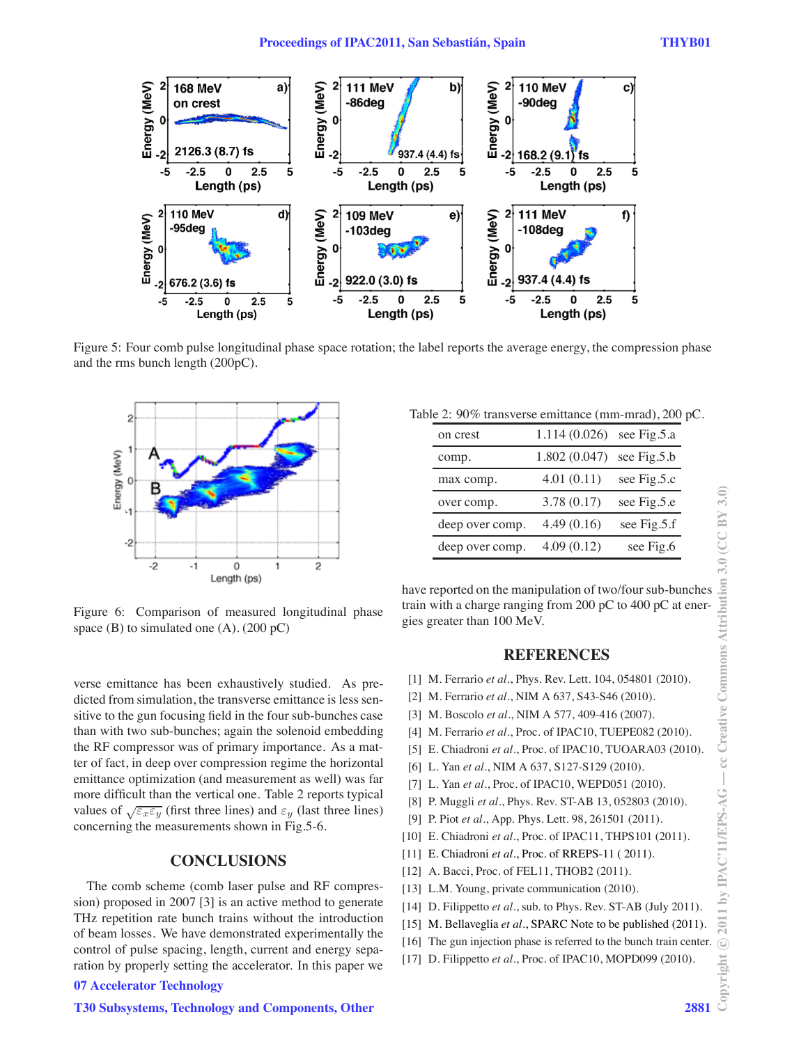a) 168 MeV on crest 2126.3 (8.7) fs

b) 111 MeV -86deg 937.4 (4.4) fs

c) 110 MeV -90deg 168.2 (9.1) fs

d) 110 MeV -95deg 676.2 (3.6) fs

e) 109 MeV -103deg 922.0 (3.0) fs

f) 111 MeV -108deg 937.4 (4.4) fs

Energy (MeV)

Length (ps)

Figure 5: Four comb pulse longitudinal phase space rotation; the label reports the average energy, the compression phase and the rms bunch length (200pC).

A

B

Energy (MeV)

Length (ps)

Figure 6: Comparison of measured longitudinal phase space (B) to simulated one (A). (200 pC)

verse emittance has been exhaustively studied. As predicted from simulation, the transverse emittance is less sensitive to the gun focusing field in the four sub-bunches case than with two sub-bunches; again the solenoid embedding the RF compressor was of primary importance. As a matter of fact, in deep over compression regime the horizontal emittance optimization (and measurement as well) was far more difficult than the vertical one. Table 2 reports typical values of $\sqrt{\varepsilon_x \varepsilon_y}$ (first three lines) and $\varepsilon_y$ (last three lines) concerning the measurements shown in Fig.5-6.

Table 2: 90% transverse emittance (mm-mrad), 200 pC.

| | | |
|---|---|---|
| on crest | 1.114 (0.026) | see Fig.5.a |
| comp. | 1.802 (0.047) | see Fig.5.b |
| max comp. | 4.01 (0.11) | see Fig.5.c |
| over comp. | 3.78 (0.17) | see Fig.5.e |
| deep over comp. | 4.49 (0.16) | see Fig.5.f |
| deep over comp. | 4.09 (0.12) | see Fig.6 |

## CONCLUSIONS

The comb scheme (comb laser pulse and RF compression) proposed in 2007 [3] is an active method to generate THz repetition rate bunch trains without the introduction of beam losses. We have demonstrated experimentally the control of pulse spacing, length, current and energy separation by properly setting the accelerator. In this paper we have reported on the manipulation of two/four sub-bunches train with a charge ranging from 200 pC to 400 pC at energies greater than 100 MeV.

## REFERENCES

[1] M. Ferrario *et al.*, Phys. Rev. Lett. 104, 054801 (2010).

[2] M. Ferrario *et al.*, NIM A 637, S43-S46 (2010).

[3] M. Boscolo *et al.*, NIM A 577, 409-416 (2007).

[4] M. Ferrario *et al.*, Proc. of IPAC10, TUEPE082 (2010).

[5] E. Chiadroni *et al.*, Proc. of IPAC10, TUOARA03 (2010).

[6] L. Yan *et al.*, NIM A 637, S127-S129 (2010).

[7] L. Yan *et al.*, Proc. of IPAC10, WEPD051 (2010).

[8] P. Muggli *et al.*, Phys. Rev. ST-AB 13, 052803 (2010).

[9] P. Piot *et al.*, App. Phys. Lett. 98, 261501 (2011).

[10] E. Chiadroni *et al.*, Proc. of IPAC11, THPS101 (2011).

[11] E. Chiadroni *et al.*, Proc. of RREPS-11 ( 2011).

[12] A. Bacci, Proc. of FEL11, THOB2 (2011).

[13] L.M. Young, private communication (2010).

[14] D. Filippetto *et al.*, sub. to Phys. Rev. ST-AB (July 2011).

[15] M. Bellaveglia *et al.*, SPARC Note to be published (2011).

[16] The gun injection phase is referred to the bunch train center.

[17] D. Filippetto *et al.*, Proc. of IPAC10, MOPD099 (2010).